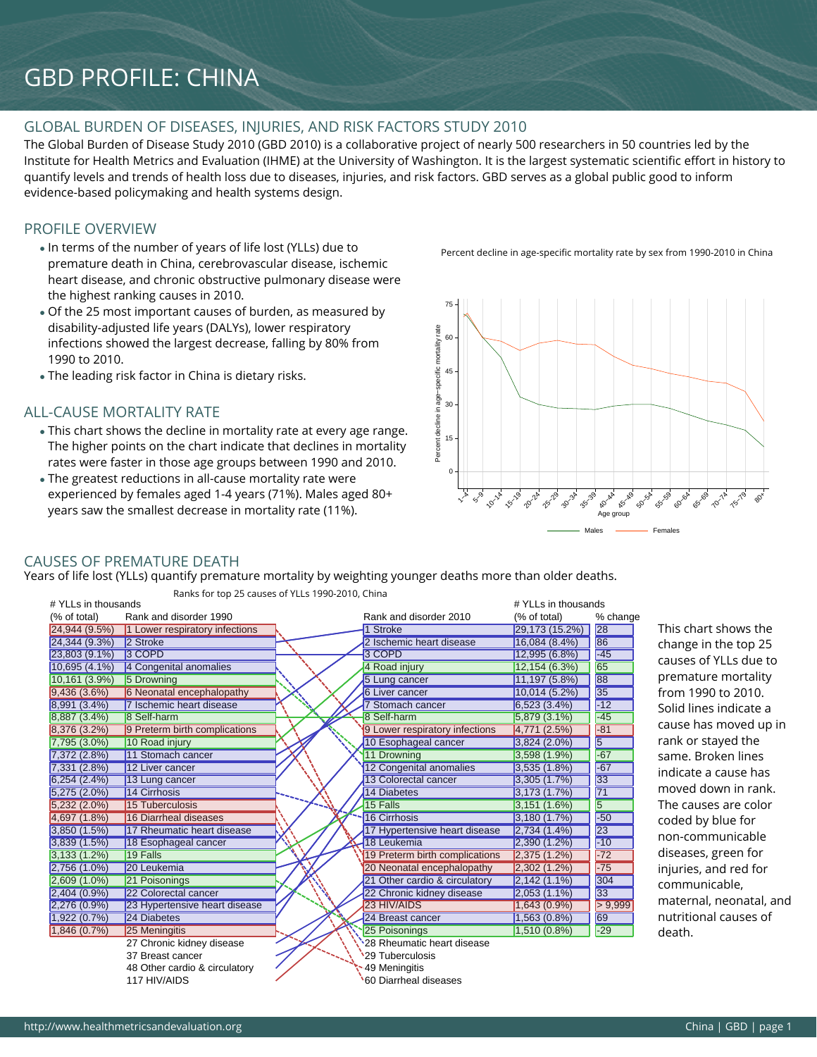# GBD PROFILE: CHINA

## GLOBAL BURDEN OF DISEASES, INJURIES, AND RISK FACTORS STUDY 2010

The Global Burden of Disease Study 2010 (GBD 2010) is a collaborative project of nearly 500 researchers in 50 countries led by the Institute for Health Metrics and Evaluation (IHME) at the University of Washington. It is the largest systematic scientific effort in history to quantify levels and trends of health loss due to diseases, injuries, and risk factors. GBD serves as a global public good to inform evidence-based policymaking and health systems design.

## PROFILE OVERVIEW

- In terms of the number of years of life lost (YLLs) due to premature death in China, cerebrovascular disease, ischemic heart disease, and chronic obstructive pulmonary disease were the highest ranking causes in 2010.
- Of the 25 most important causes of burden, as measured by disability-adjusted life years (DALYs), lower respiratory infections showed the largest decrease, falling by 80% from 1990 to 2010.
- The leading risk factor in China is dietary risks.

## ALL-CAUSE MORTALITY RATE

- This chart shows the decline in mortality rate at every age range. The higher points on the chart indicate that declines in mortality rates were faster in those age groups between 1990 and 2010.
- The greatest reductions in all-cause mortality rate were experienced by females aged 1-4 years (71%). Males aged 80+ years saw the smallest decrease in mortality rate (11%).

Percent decline in age-specific mortality rate by sex from 1990-2010 in China

## CAUSES OF PREMATURE DEATH

Years of life lost (YLLs) quantify premature mortality by weighting younger deaths more than older deaths.

Ranks for top 25 causes of YLLs 1990-2010, China

| # YLLs in thousands (% of total) | Rank and disorder 1990 | Rank and disorder 2010 | # YLLs in thousands (% of total) | % change |
|---|---|---|---|---|
| 24,944 (9.5%) | 1 Lower respiratory infections | 1 Stroke | 29,173 (15.2%) | 28 |
| 24,344 (9.3%) | 2 Stroke | 2 Ischemic heart disease | 16,084 (8.4%) | 86 |
| 23,803 (9.1%) | 3 COPD | 3 COPD | 12,995 (6.8%) | -45 |
| 10,695 (4.1%) | 4 Congenital anomalies | 4 Road injury | 12,154 (6.3%) | 65 |
| 10,161 (3.9%) | 5 Drowning | 5 Lung cancer | 11,197 (5.8%) | 88 |
| 9,436 (3.6%) | 6 Neonatal encephalopathy | 6 Liver cancer | 10,014 (5.2%) | 35 |
| 8,991 (3.4%) | 7 Ischemic heart disease | 7 Stomach cancer | 6,523 (3.4%) | -12 |
| 8,887 (3.4%) | 8 Self-harm | 8 Self-harm | 5,879 (3.1%) | -45 |
| 8,376 (3.2%) | 9 Preterm birth complications | 9 Lower respiratory infections | 4,771 (2.5%) | -81 |
| 7,795 (3.0%) | 10 Road injury | 10 Esophageal cancer | 3,824 (2.0%) | 5 |
| 7,372 (2.8%) | 11 Stomach cancer | 11 Drowning | 3,598 (1.9%) | -67 |
| 7,331 (2.8%) | 12 Liver cancer | 12 Congenital anomalies | 3,535 (1.8%) | -67 |
| 6,254 (2.4%) | 13 Lung cancer | 13 Colorectal cancer | 3,305 (1.7%) | 33 |
| 5,275 (2.0%) | 14 Cirrhosis | 14 Diabetes | 3,173 (1.7%) | 71 |
| 5,232 (2.0%) | 15 Tuberculosis | 15 Falls | 3,151 (1.6%) | 5 |
| 4,697 (1.8%) | 16 Diarrheal diseases | 16 Cirrhosis | 3,180 (1.7%) | -50 |
| 3,850 (1.5%) | 17 Rheumatic heart disease | 17 Hypertensive heart disease | 2,734 (1.4%) | 23 |
| 3,839 (1.5%) | 18 Esophageal cancer | 18 Leukemia | 2,390 (1.2%) | -10 |
| 3,133 (1.2%) | 19 Falls | 19 Preterm birth complications | 2,375 (1.2%) | -72 |
| 2,756 (1.0%) | 20 Leukemia | 20 Neonatal encephalopathy | 2,302 (1.2%) | -75 |
| 2,609 (1.0%) | 21 Poisonings | 21 Other cardio & circulatory | 2,142 (1.1%) | 304 |
| 2,404 (0.9%) | 22 Colorectal cancer | 22 Chronic kidney disease | 2,053 (1.1%) | 33 |
| 2,276 (0.9%) | 23 Hypertensive heart disease | 23 HIV/AIDS | 1,643 (0.9%) | > 9,999 |
| 1,922 (0.7%) | 24 Diabetes | 24 Breast cancer | 1,563 (0.8%) | 69 |
| 1,846 (0.7%) | 25 Meningitis | 25 Poisonings | 1,510 (0.8%) | -29 |
| | 27 Chronic kidney disease | 28 Rheumatic heart disease | | |
| | 37 Breast cancer | 29 Tuberculosis | | |
| | 48 Other cardio & circulatory | 49 Meningitis | | |
| | 117 HIV/AIDS | 60 Diarrheal diseases | | |

This chart shows the change in the top 25 causes of YLLs due to premature mortality from 1990 to 2010. Solid lines indicate a cause has moved up in rank or stayed the same. Broken lines indicate a cause has moved down in rank. The causes are color coded by blue for non-communicable diseases, green for injuries, and red for communicable, maternal, neonatal, and nutritional causes of death.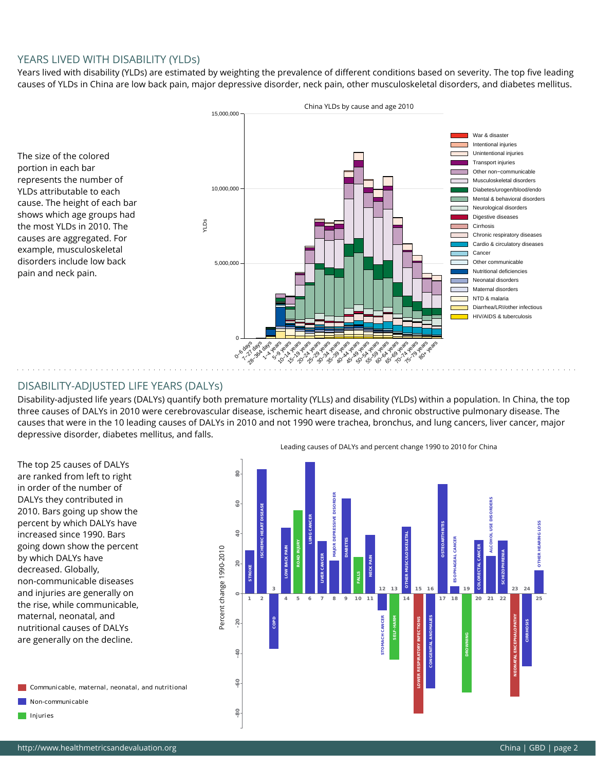## YEARS LIVED WITH DISABILITY (YLDs)

Years lived with disability (YLDs) are estimated by weighting the prevalence of different conditions based on severity. The top five leading causes of YLDs in China are low back pain, major depressive disorder, neck pain, other musculoskeletal disorders, and diabetes mellitus.

The size of the colored portion in each bar represents the number of YLDs attributable to each cause. The height of each bar shows which age groups had the most YLDs in 2010. The causes are aggregated. For example, musculoskeletal disorders include low back pain and neck pain.

China YLDs by cause and age 2010

## DISABILITY-ADJUSTED LIFE YEARS (DALYs)

Disability-adjusted life years (DALYs) quantify both premature mortality (YLLs) and disability (YLDs) within a population. In China, the top three causes of DALYs in 2010 were cerebrovascular disease, ischemic heart disease, and chronic obstructive pulmonary disease. The causes that were in the 10 leading causes of DALYs in 2010 and not 1990 were trachea, bronchus, and lung cancers, liver cancer, major depressive disorder, diabetes mellitus, and falls.

The top 25 causes of DALYs are ranked from left to right in order of the number of DALYs they contributed in 2010. Bars going up show the percent by which DALYs have increased since 1990. Bars going down show the percent by which DALYs have decreased. Globally, non-communicable diseases and injuries are generally on the rise, while communicable, maternal, neonatal, and nutritional causes of DALYs are generally on the decline.

Leading causes of DALYs and percent change 1990 to 2010 for China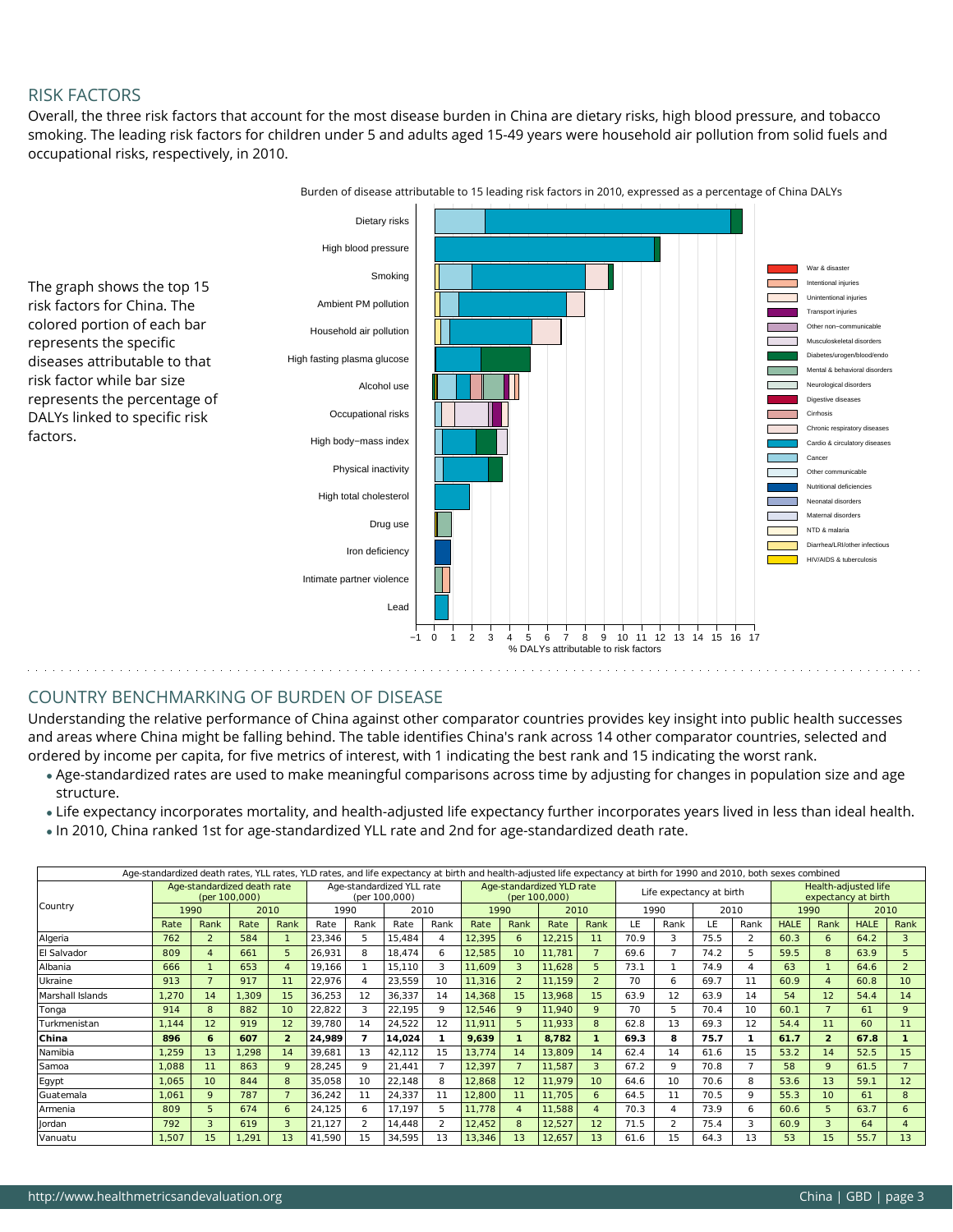## RISK FACTORS

Overall, the three risk factors that account for the most disease burden in China are dietary risks, high blood pressure, and tobacco smoking. The leading risk factors for children under 5 and adults aged 15-49 years were household air pollution from solid fuels and occupational risks, respectively, in 2010.

The graph shows the top 15 risk factors for China. The colored portion of each bar represents the specific diseases attributable to that risk factor while bar size represents the percentage of DALYs linked to specific risk factors.

Burden of disease attributable to 15 leading risk factors in 2010, expressed as a percentage of China DALYs

## COUNTRY BENCHMARKING OF BURDEN OF DISEASE

Understanding the relative performance of China against other comparator countries provides key insight into public health successes and areas where China might be falling behind. The table identifies China's rank across 14 other comparator countries, selected and ordered by income per capita, for five metrics of interest, with 1 indicating the best rank and 15 indicating the worst rank.

- Age-standardized rates are used to make meaningful comparisons across time by adjusting for changes in population size and age structure.
- Life expectancy incorporates mortality, and health-adjusted life expectancy further incorporates years lived in less than ideal health.
- In 2010, China ranked 1st for age-standardized YLL rate and 2nd for age-standardized death rate.

Age-standardized death rates, YLL rates, YLD rates, and life expectancy at birth and health-adjusted life expectancy at birth for 1990 and 2010, both sexes combined

| Country | Age-standardized death rate (per 100,000) | | | | Age-standardized YLL rate (per 100,000) | | | | Age-standardized YLD rate (per 100,000) | | | | Life expectancy at birth | | | | Health-adjusted life expectancy at birth | | | |
|---|---|---|---|---|---|---|---|---|---|---|---|---|---|---|---|---|---|---|---|---|
| | 1990 | | 2010 | | 1990 | | 2010 | | 1990 | | 2010 | | 1990 | | 2010 | | 1990 | | 2010 | |
| | Rate | Rank | Rate | Rank | Rate | Rank | Rate | Rank | Rate | Rank | Rate | Rank | LE | Rank | LE | Rank | HALE | Rank | HALE | Rank |
| Algeria | 762 | 2 | 584 | 1 | 23,346 | 5 | 15,484 | 4 | 12,395 | 6 | 12,215 | 11 | 70.9 | 3 | 75.5 | 2 | 60.3 | 6 | 64.2 | 3 |
| El Salvador | 809 | 4 | 661 | 5 | 26,931 | 8 | 18,474 | 6 | 12,585 | 10 | 11,781 | 7 | 69.6 | 7 | 74.2 | 5 | 59.5 | 8 | 63.9 | 5 |
| Albania | 666 | 1 | 653 | 4 | 19,166 | 1 | 15,110 | 3 | 11,609 | 3 | 11,628 | 5 | 73.1 | 1 | 74.9 | 4 | 63 | 1 | 64.6 | 2 |
| Ukraine | 913 | 7 | 917 | 11 | 22,976 | 4 | 23,559 | 10 | 11,316 | 2 | 11,159 | 2 | 70 | 6 | 69.7 | 11 | 60.9 | 4 | 60.8 | 10 |
| Marshall Islands | 1,270 | 14 | 1,309 | 15 | 36,253 | 12 | 36,337 | 14 | 14,368 | 15 | 13,968 | 15 | 63.9 | 12 | 63.9 | 14 | 54 | 12 | 54.4 | 14 |
| Tonga | 914 | 8 | 882 | 10 | 22,822 | 3 | 22,195 | 9 | 12,546 | 9 | 11,940 | 9 | 70 | 5 | 70.4 | 10 | 60.1 | 7 | 61 | 9 |
| Turkmenistan | 1,144 | 12 | 919 | 12 | 39,780 | 14 | 24,522 | 12 | 11,911 | 5 | 11,933 | 8 | 62.8 | 13 | 69.3 | 12 | 54.4 | 11 | 60 | 11 |
| **China** | **896** | **6** | **607** | **2** | **24,989** | **7** | **14,024** | **1** | **9,639** | **1** | **8,782** | **1** | **69.3** | **8** | **75.7** | **1** | **61.7** | **2** | **67.8** | **1** |
| Namibia | 1,259 | 13 | 1,298 | 14 | 39,681 | 13 | 42,112 | 15 | 13,774 | 14 | 13,809 | 14 | 62.4 | 14 | 61.6 | 15 | 53.2 | 14 | 52.5 | 15 |
| Samoa | 1,088 | 11 | 863 | 9 | 28,245 | 9 | 21,441 | 7 | 12,397 | 7 | 11,587 | 3 | 67.2 | 9 | 70.8 | 7 | 58 | 9 | 61.5 | 7 |
| Egypt | 1,065 | 10 | 844 | 8 | 35,058 | 10 | 22,148 | 8 | 12,868 | 12 | 11,979 | 10 | 64.6 | 10 | 70.6 | 8 | 53.6 | 13 | 59.1 | 12 |
| Guatemala | 1,061 | 9 | 787 | 7 | 36,242 | 11 | 24,337 | 11 | 12,800 | 11 | 11,705 | 6 | 64.5 | 11 | 70.5 | 9 | 55.3 | 10 | 61 | 8 |
| Armenia | 809 | 5 | 674 | 6 | 24,125 | 6 | 17,197 | 5 | 11,778 | 4 | 11,588 | 4 | 70.3 | 4 | 73.9 | 6 | 60.6 | 5 | 63.7 | 6 |
| Jordan | 792 | 3 | 619 | 3 | 21,127 | 2 | 14,448 | 2 | 12,452 | 8 | 12,527 | 12 | 71.5 | 2 | 75.4 | 3 | 60.9 | 3 | 64 | 4 |
| Vanuatu | 1,507 | 15 | 1,291 | 13 | 41,590 | 15 | 34,595 | 13 | 13,346 | 13 | 12,657 | 13 | 61.6 | 15 | 64.3 | 13 | 53 | 15 | 55.7 | 13 |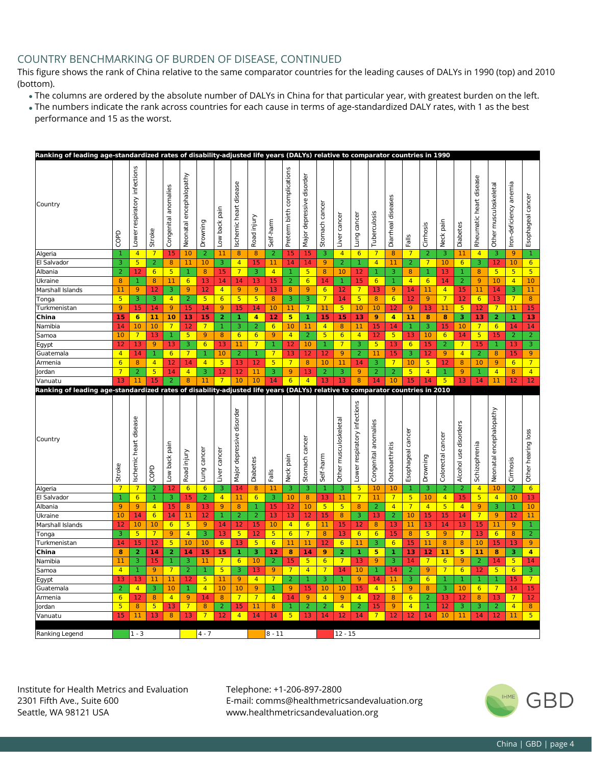## COUNTRY BENCHMARKING OF BURDEN OF DISEASE, CONTINUED

This figure shows the rank of China relative to the same comparator countries for the leading causes of DALYs in 1990 (top) and 2010 (bottom).

- The columns are ordered by the absolute number of DALYs in China for that particular year, with greatest burden on the left.
- The numbers indicate the rank across countries for each cause in terms of age-standardized DALY rates, with 1 as the best performance and 15 as the worst.

**Ranking of leading age-standardized rates of disability-adjusted life years (DALYs) relative to comparator countries in 1990**

| Country | COPD | Lower respiratory infections | Stroke | Congenital anomalies | Neonatal encephalopathy | Drowning | Low back pain | Ischemic heart disease | Road injury | Self-harm | Preterm birth complications | Major depressive disorder | Stomach cancer | Liver cancer | Lung cancer | Tuberculosis | Diarrheal diseases | Falls | Cirrhosis | Neck pain | Diabetes | Rheumatic heart disease | Other musculoskeletal | Iron-deficiency anemia | Esophageal cancer |
|---|---|---|---|---|---|---|---|---|---|---|---|---|---|---|---|---|---|---|---|---|---|---|---|---|---|
| Algeria | 1 | 4 | 7 | 15 | 10 | 2 | 11 | 8 | 8 | 2 | 15 | 15 | 3 | 4 | 6 | 7 | 8 | 7 | 2 | 3 | 11 | 4 | 3 | 9 | 1 |
| El Salvador | 3 | 5 | 2 | 8 | 11 | 10 | 3 | 4 | 15 | 11 | 14 | 14 | 9 | 2 | 1 | 4 | 11 | 2 | 7 | 10 | 6 | 3 | 12 | 10 | 6 |
| Albania | 2 | 12 | 6 | 5 | 1 | 8 | 15 | 7 | 3 | 4 | 1 | 5 | 8 | 10 | 12 | 1 | 3 | 8 | 1 | 13 | 1 | 8 | 5 | 5 | 5 |
| Ukraine | 8 | 1 | 8 | 11 | 6 | 13 | 14 | 14 | 13 | 15 | 2 | 6 | 14 | 1 | 15 | 6 | 1 | 4 | 6 | 14 | 2 | 9 | 10 | 4 | 10 |
| Marshall Islands | 11 | 9 | 12 | 3 | 9 | 12 | 4 | 9 | 9 | 13 | 8 | 9 | 6 | 12 | 7 | 13 | 9 | 14 | 11 | 4 | 15 | 11 | 14 | 3 | 11 |
| Tonga | 5 | 3 | 3 | 4 | 2 | 5 | 6 | 5 | 5 | 8 | 3 | 3 | 7 | 14 | 5 | 8 | 6 | 12 | 9 | 7 | 12 | 6 | 13 | 7 | 8 |
| Turkmenistan | 9 | 15 | 14 | 9 | 15 | 14 | 9 | 15 | 14 | 10 | 11 | 7 | 11 | 5 | 10 | 10 | 12 | 9 | 13 | 11 | 5 | 12 | 7 | 11 | 15 |
| **China** | **15** | **6** | **11** | **10** | **13** | **15** | **2** | **1** | **4** | **12** | **5** | **1** | **15** | **15** | **13** | **9** | **4** | **11** | **8** | **8** | **3** | **13** | **2** | **1** | **13** |
| Namibia | 14 | 10 | 10 | 7 | 12 | 7 | 1 | 3 | 2 | 6 | 10 | 11 | 4 | 8 | 11 | 15 | 14 | 1 | 3 | 15 | 10 | 7 | 6 | 14 | 14 |
| Samoa | 10 | 7 | 13 | 1 | 5 | 9 | 8 | 6 | 6 | 9 | 4 | 2 | 5 | 6 | 4 | 12 | 5 | 13 | 10 | 6 | 14 | 5 | 15 | 2 | 2 |
| Egypt | 12 | 13 | 9 | 13 | 3 | 6 | 13 | 11 | 7 | 1 | 12 | 10 | 1 | 7 | 3 | 5 | 13 | 6 | 15 | 2 | 7 | 15 | 1 | 13 | 3 |
| Guatemala | 4 | 14 | 1 | 6 | 7 | 1 | 10 | 2 | 1 | 7 | 13 | 12 | 12 | 9 | 2 | 11 | 15 | 3 | 12 | 9 | 4 | 2 | 8 | 15 | 9 |
| Armenia | 6 | 8 | 4 | 12 | 14 | 4 | 5 | 13 | 12 | 5 | 7 | 8 | 10 | 11 | 14 | 3 | 7 | 10 | 5 | 12 | 8 | 10 | 9 | 6 | 7 |
| Jordan | 7 | 2 | 5 | 14 | 4 | 3 | 12 | 12 | 11 | 3 | 9 | 13 | 2 | 3 | 9 | 2 | 2 | 5 | 4 | 1 | 9 | 1 | 4 | 8 | 4 |
| Vanuatu | 13 | 11 | 15 | 2 | 8 | 11 | 7 | 10 | 10 | 14 | 6 | 4 | 13 | 13 | 8 | 14 | 10 | 15 | 14 | 5 | 13 | 14 | 11 | 12 | 12 |

**Ranking of leading age-standardized rates of disability-adjusted life years (DALYs) relative to comparator countries in 2010**

| Country | Stroke | Ischemic heart disease | COPD | Low back pain | Road injury | Lung cancer | Liver cancer | Major depressive disorder | Diabetes | Falls | Neck pain | Stomach cancer | Self-harm | Other musculoskeletal | Lower respiratory infections | Congenital anomalies | Osteoarthritis | Esophageal cancer | Drowning | Colorectal cancer | Alcohol use disorders | Schizophrenia | Neonatal encephalopathy | Cirrhosis | Other hearing loss |
|---|---|---|---|---|---|---|---|---|---|---|---|---|---|---|---|---|---|---|---|---|---|---|---|---|---|
| Algeria | 7 | 7 | 2 | 12 | 6 | 6 | 3 | 14 | 8 | 11 | 3 | 3 | 1 | 3 | 5 | 10 | 10 | 1 | 3 | 2 | 2 | 4 | 10 | 2 | 6 |
| El Salvador | 1 | 6 | 1 | 3 | 15 | 2 | 4 | 11 | 6 | 3 | 10 | 8 | 13 | 11 | 7 | 11 | 7 | 5 | 10 | 4 | 15 | 5 | 4 | 10 | 13 |
| Albania | 9 | 9 | 4 | 15 | 8 | 13 | 9 | 8 | 1 | 15 | 12 | 10 | 5 | 5 | 8 | 2 | 4 | 7 | 4 | 5 | 4 | 9 | 3 | 1 | 10 |
| Ukraine | 10 | 14 | 6 | 14 | 11 | 12 | 1 | 2 | 2 | 13 | 13 | 12 | 15 | 8 | 3 | 13 | 2 | 10 | 15 | 15 | 14 | 7 | 9 | 12 | 11 |
| Marshall Islands | 12 | 10 | 10 | 6 | 5 | 9 | 14 | 12 | 15 | 10 | 4 | 6 | 11 | 15 | 12 | 8 | 13 | 11 | 13 | 14 | 13 | 15 | 11 | 9 | 1 |
| Tonga | 3 | 5 | 7 | 9 | 4 | 3 | 13 | 5 | 12 | 5 | 6 | 7 | 8 | 13 | 6 | 6 | 15 | 8 | 5 | 9 | 7 | 13 | 6 | 8 | 2 |
| Turkmenistan | 14 | 15 | 12 | 5 | 10 | 10 | 6 | 13 | 5 | 6 | 11 | 11 | 12 | 6 | 11 | 3 | 6 | 15 | 11 | 8 | 8 | 10 | 15 | 13 | 9 |
| **China** | **8** | **2** | **14** | **2** | **14** | **15** | **15** | **1** | **3** | **12** | **8** | **14** | **9** | **2** | **1** | **5** | **1** | **13** | **12** | **11** | **5** | **11** | **8** | **3** | **4** |
| Namibia | 11 | 3 | 15 | 1 | 3 | 11 | 7 | 6 | 10 | 2 | 15 | 5 | 6 | 7 | 13 | 9 | 3 | 14 | 7 | 6 | 9 | 2 | 14 | 5 | 14 |
| Samoa | 4 | 1 | 9 | 7 | 2 | 1 | 5 | 3 | 13 | 9 | 7 | 4 | 7 | 14 | 10 | 1 | 14 | 2 | 9 | 7 | 6 | 12 | 5 | 6 | 3 |
| Egypt | 13 | 13 | 11 | 11 | 12 | 5 | 11 | 9 | 4 | 7 | 2 | 1 | 3 | 1 | 9 | 14 | 11 | 3 | 6 | 1 | 1 | 1 | 1 | 15 | 7 |
| Guatemala | 2 | 4 | 3 | 10 | 1 | 4 | 10 | 10 | 9 | 1 | 9 | 15 | 10 | 10 | 15 | 4 | 5 | 9 | 8 | 3 | 10 | 6 | 7 | 14 | 15 |
| Armenia | 6 | 12 | 8 | 4 | 9 | 14 | 8 | 7 | 7 | 4 | 14 | 9 | 4 | 9 | 4 | 12 | 8 | 6 | 2 | 13 | 12 | 8 | 13 | 7 | 12 |
| Jordan | 5 | 8 | 5 | 13 | 7 | 8 | 2 | 15 | 11 | 8 | 1 | 2 | 2 | 4 | 2 | 15 | 9 | 4 | 1 | 12 | 3 | 3 | 2 | 4 | 8 |
| Vanuatu | 15 | 11 | 13 | 8 | 13 | 7 | 12 | 4 | 14 | 14 | 5 | 13 | 14 | 12 | 14 | 7 | 12 | 12 | 14 | 10 | 11 | 14 | 12 | 11 | 5 |

Ranking Legend: 1 - 3 | 4 - 7 | 8 - 11 | 12 - 15

Institute for Health Metrics and Evaluation
2301 Fifth Ave., Suite 600
Seattle, WA 98121 USA

Telephone: +1-206-897-2800
E-mail: comms@healthmetricsandevaluation.org
www.healthmetricsandevaluation.org